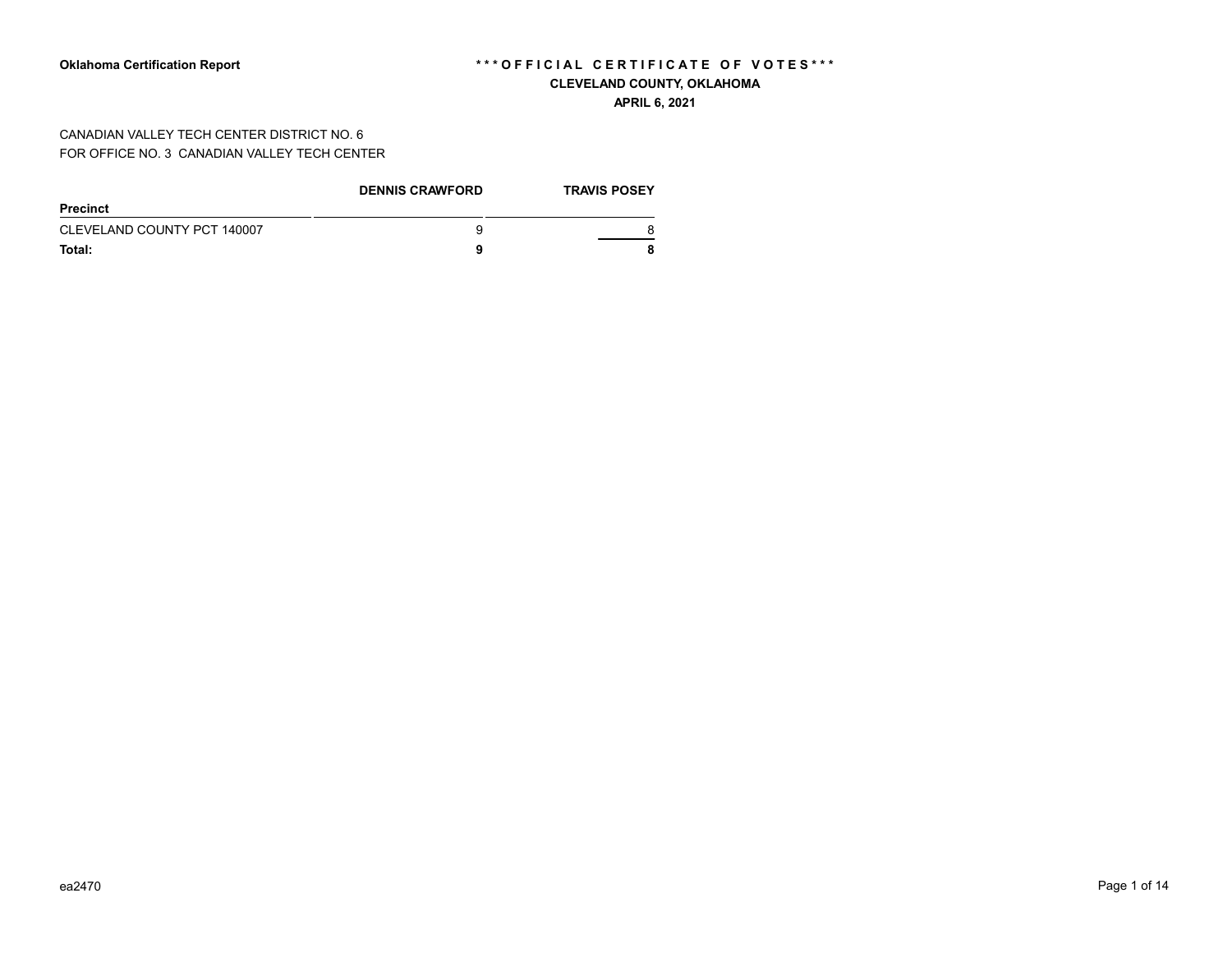**Oklahoma Certification Report**

**\*\*\*OFFICIAL CERTIFICATE OF VOTES\*\*\***

**CLEVELAND COUNTY, OKLAHOMA**

**APRIL 6, 2021**

CANADIAN VALLEY TECH CENTER DISTRICT NO. 6
FOR OFFICE NO. 3 CANADIAN VALLEY TECH CENTER

| Precinct | DENNIS CRAWFORD | TRAVIS POSEY |
|---|---|---|
| CLEVELAND COUNTY PCT 140007 | 9 | 8 |
| **Total:** | **9** | **8** |

ea2470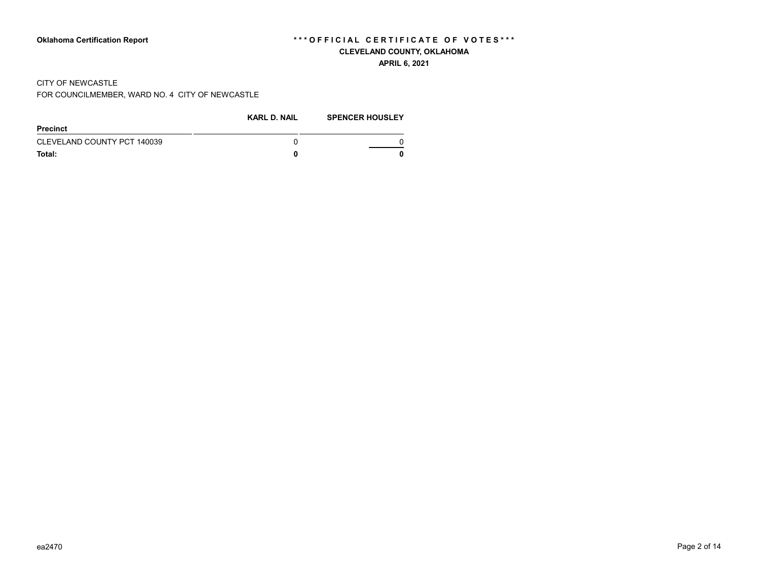**Oklahoma Certification Report**

**\*\*\*OFFICIAL CERTIFICATE OF VOTES\*\*\***

**CLEVELAND COUNTY, OKLAHOMA**

**APRIL 6, 2021**

CITY OF NEWCASTLE

FOR COUNCILMEMBER, WARD NO. 4 CITY OF NEWCASTLE

| Precinct | KARL D. NAIL | SPENCER HOUSLEY |
|---|---|---|
| CLEVELAND COUNTY PCT 140039 | 0 | 0 |
| **Total:** | **0** | **0** |

ea2470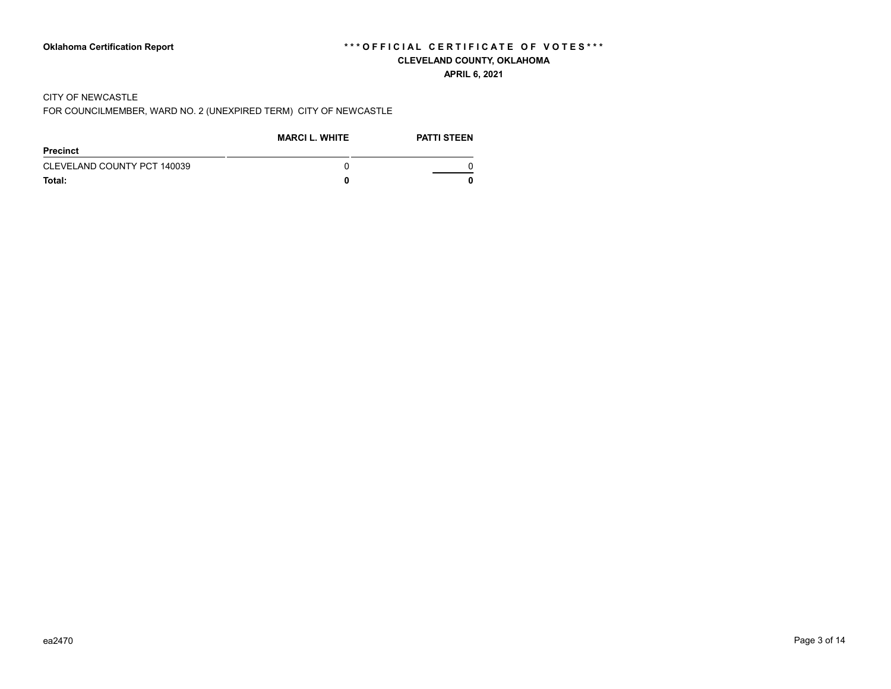**Oklahoma Certification Report**

**\*\*\* O F F I C I A L C E R T I F I C A T E O F V O T E S \*\*\***

**CLEVELAND COUNTY, OKLAHOMA**

**APRIL 6, 2021**

CITY OF NEWCASTLE

FOR COUNCILMEMBER, WARD NO. 2 (UNEXPIRED TERM) CITY OF NEWCASTLE

| Precinct | MARCI L. WHITE | PATTI STEEN |
|---|---|---|
| CLEVELAND COUNTY PCT 140039 | 0 | 0 |
| **Total:** | **0** | **0** |

ea2470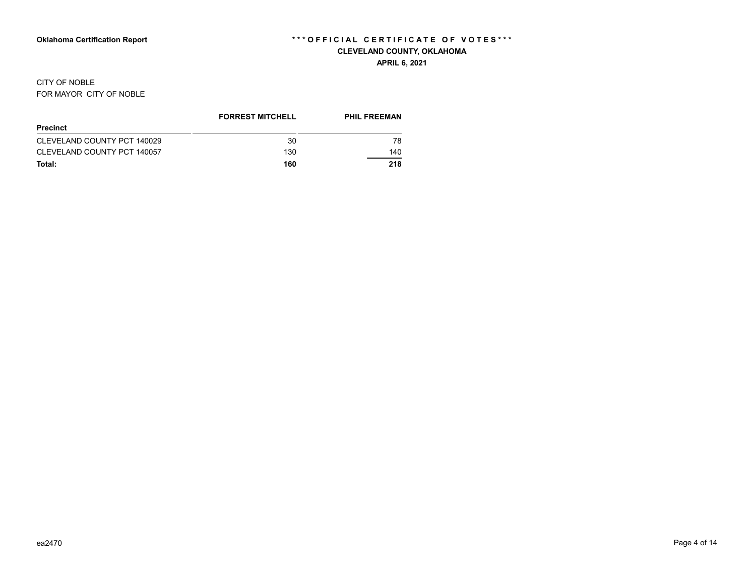**Oklahoma Certification Report**

**\*\*\*OFFICIAL CERTIFICATE OF VOTES\*\*\***

**CLEVELAND COUNTY, OKLAHOMA**

**APRIL 6, 2021**

CITY OF NOBLE

FOR MAYOR CITY OF NOBLE

| Precinct | FORREST MITCHELL | PHIL FREEMAN |
|---|---|---|
| CLEVELAND COUNTY PCT 140029 | 30 | 78 |
| CLEVELAND COUNTY PCT 140057 | 130 | 140 |
| **Total:** | **160** | **218** |

ea2470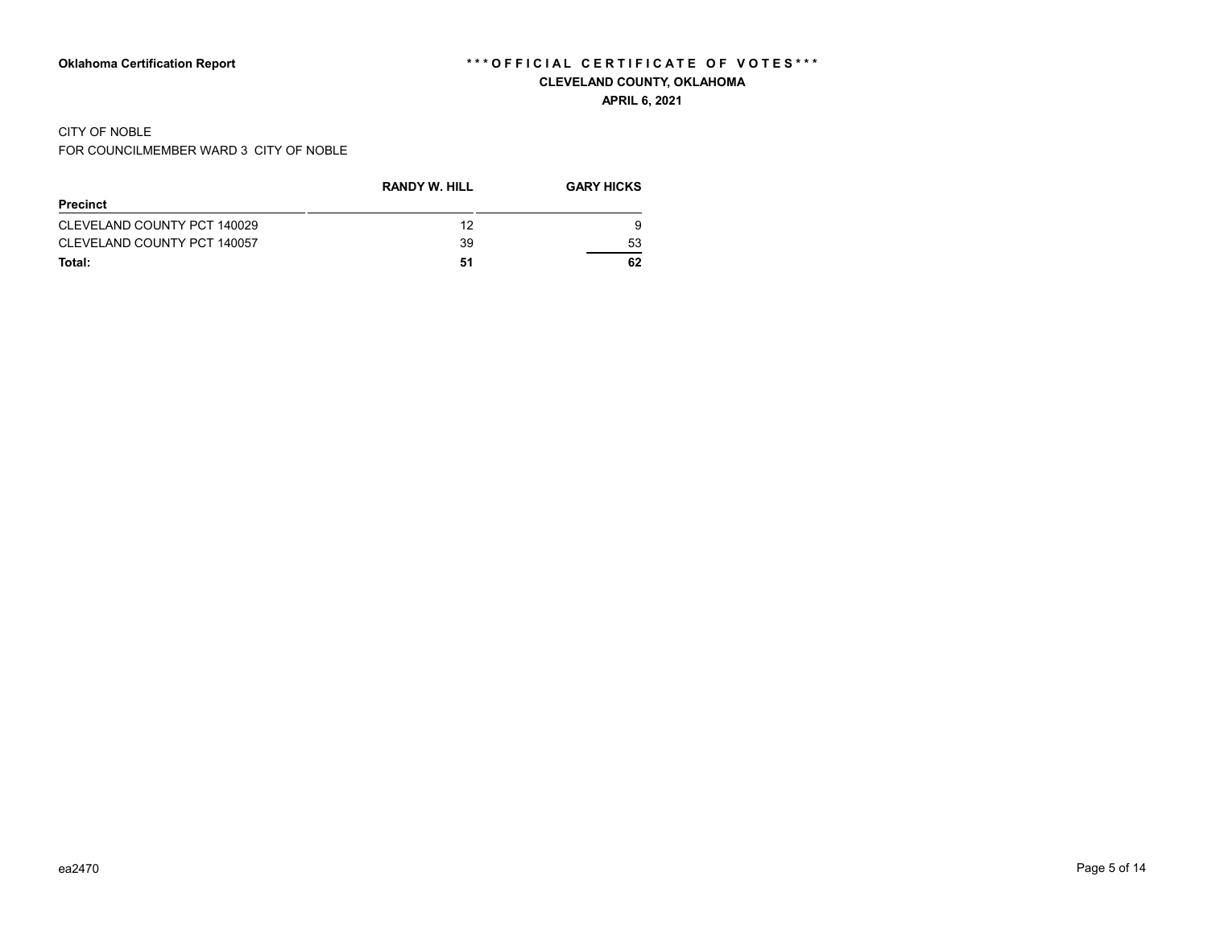**Oklahoma Certification Report**

**\*\*\*OFFICIAL CERTIFICATE OF VOTES\*\*\***

**CLEVELAND COUNTY, OKLAHOMA**

**APRIL 6, 2021**

CITY OF NOBLE

FOR COUNCILMEMBER WARD 3 CITY OF NOBLE

| Precinct | RANDY W. HILL | GARY HICKS |
|---|---|---|
| CLEVELAND COUNTY PCT 140029 | 12 | 9 |
| CLEVELAND COUNTY PCT 140057 | 39 | 53 |
| **Total:** | **51** | **62** |

ea2470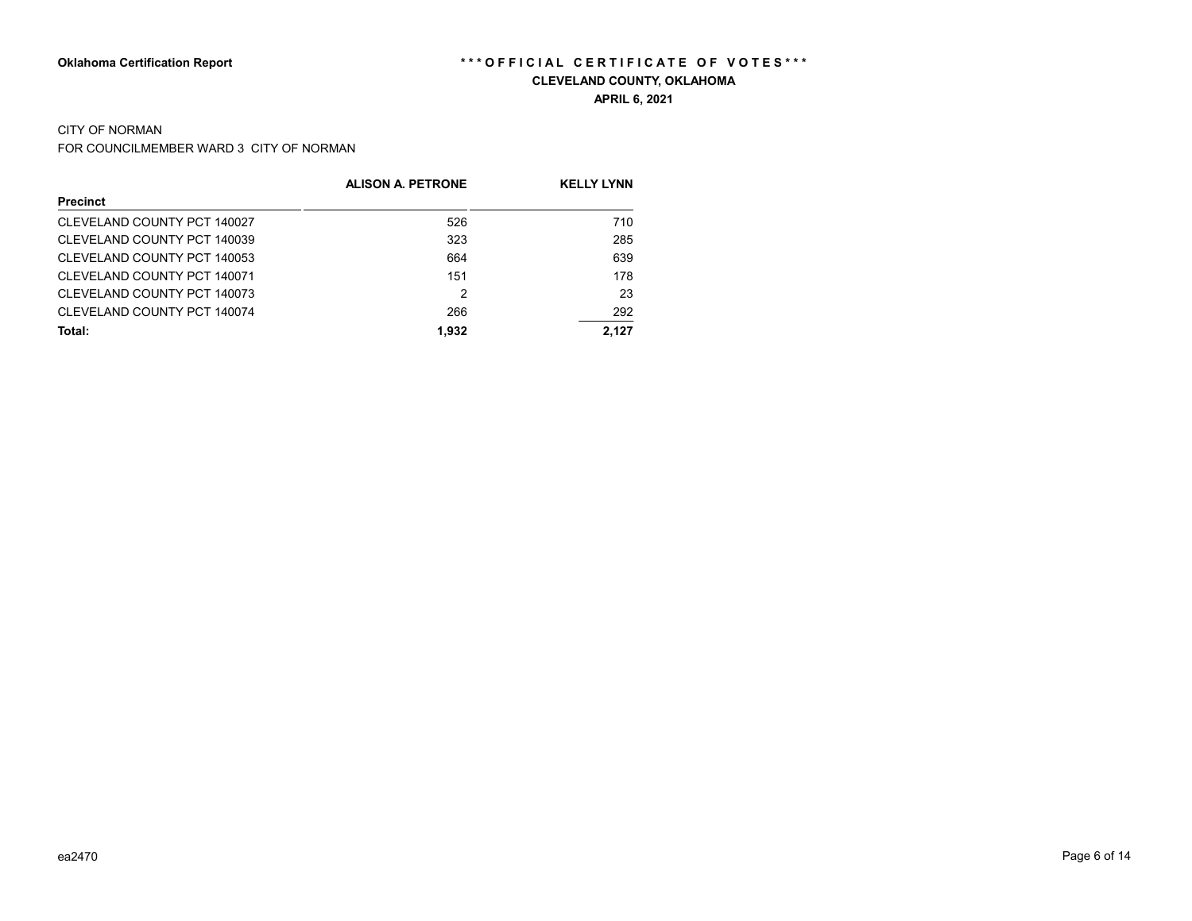**Oklahoma Certification Report**

**\*\*\*OFFICIAL CERTIFICATE OF VOTES\*\*\***

**CLEVELAND COUNTY, OKLAHOMA**

**APRIL 6, 2021**

CITY OF NORMAN

FOR COUNCILMEMBER WARD 3 CITY OF NORMAN

| Precinct | ALISON A. PETRONE | KELLY LYNN |
|---|---|---|
| CLEVELAND COUNTY PCT 140027 | 526 | 710 |
| CLEVELAND COUNTY PCT 140039 | 323 | 285 |
| CLEVELAND COUNTY PCT 140053 | 664 | 639 |
| CLEVELAND COUNTY PCT 140071 | 151 | 178 |
| CLEVELAND COUNTY PCT 140073 | 2 | 23 |
| CLEVELAND COUNTY PCT 140074 | 266 | 292 |
| **Total:** | **1,932** | **2,127** |

ea2470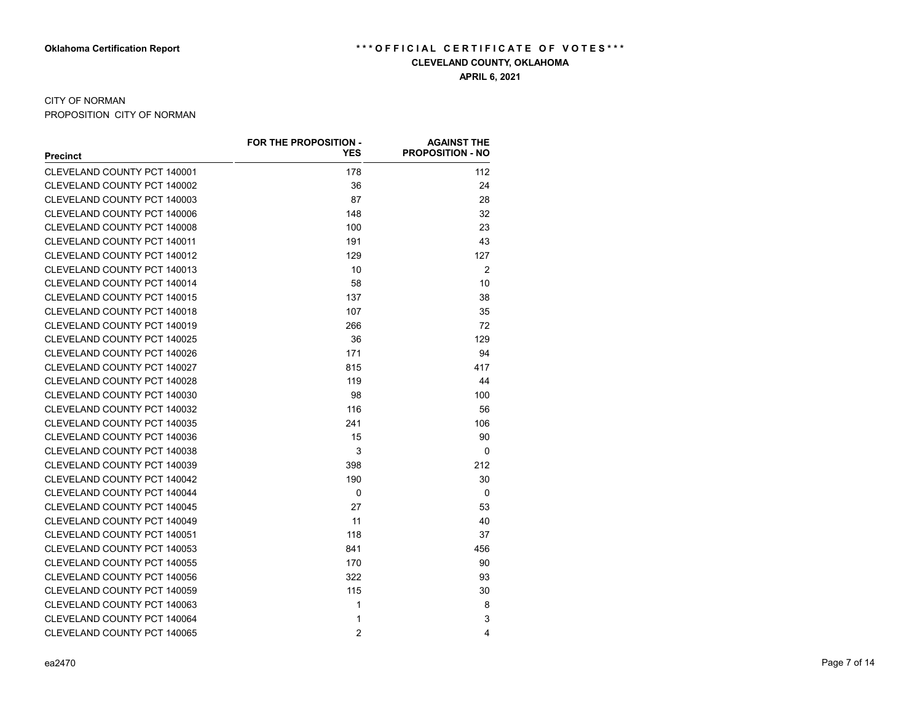**Oklahoma Certification Report**

**\*\*\*OFFICIAL CERTIFICATE OF VOTES\*\*\***

**CLEVELAND COUNTY, OKLAHOMA**

**APRIL 6, 2021**

CITY OF NORMAN

PROPOSITION CITY OF NORMAN

| Precinct | FOR THE PROPOSITION - YES | AGAINST THE PROPOSITION - NO |
|---|---|---|
| CLEVELAND COUNTY PCT 140001 | 178 | 112 |
| CLEVELAND COUNTY PCT 140002 | 36 | 24 |
| CLEVELAND COUNTY PCT 140003 | 87 | 28 |
| CLEVELAND COUNTY PCT 140006 | 148 | 32 |
| CLEVELAND COUNTY PCT 140008 | 100 | 23 |
| CLEVELAND COUNTY PCT 140011 | 191 | 43 |
| CLEVELAND COUNTY PCT 140012 | 129 | 127 |
| CLEVELAND COUNTY PCT 140013 | 10 | 2 |
| CLEVELAND COUNTY PCT 140014 | 58 | 10 |
| CLEVELAND COUNTY PCT 140015 | 137 | 38 |
| CLEVELAND COUNTY PCT 140018 | 107 | 35 |
| CLEVELAND COUNTY PCT 140019 | 266 | 72 |
| CLEVELAND COUNTY PCT 140025 | 36 | 129 |
| CLEVELAND COUNTY PCT 140026 | 171 | 94 |
| CLEVELAND COUNTY PCT 140027 | 815 | 417 |
| CLEVELAND COUNTY PCT 140028 | 119 | 44 |
| CLEVELAND COUNTY PCT 140030 | 98 | 100 |
| CLEVELAND COUNTY PCT 140032 | 116 | 56 |
| CLEVELAND COUNTY PCT 140035 | 241 | 106 |
| CLEVELAND COUNTY PCT 140036 | 15 | 90 |
| CLEVELAND COUNTY PCT 140038 | 3 | 0 |
| CLEVELAND COUNTY PCT 140039 | 398 | 212 |
| CLEVELAND COUNTY PCT 140042 | 190 | 30 |
| CLEVELAND COUNTY PCT 140044 | 0 | 0 |
| CLEVELAND COUNTY PCT 140045 | 27 | 53 |
| CLEVELAND COUNTY PCT 140049 | 11 | 40 |
| CLEVELAND COUNTY PCT 140051 | 118 | 37 |
| CLEVELAND COUNTY PCT 140053 | 841 | 456 |
| CLEVELAND COUNTY PCT 140055 | 170 | 90 |
| CLEVELAND COUNTY PCT 140056 | 322 | 93 |
| CLEVELAND COUNTY PCT 140059 | 115 | 30 |
| CLEVELAND COUNTY PCT 140063 | 1 | 8 |
| CLEVELAND COUNTY PCT 140064 | 1 | 3 |
| CLEVELAND COUNTY PCT 140065 | 2 | 4 |

ea2470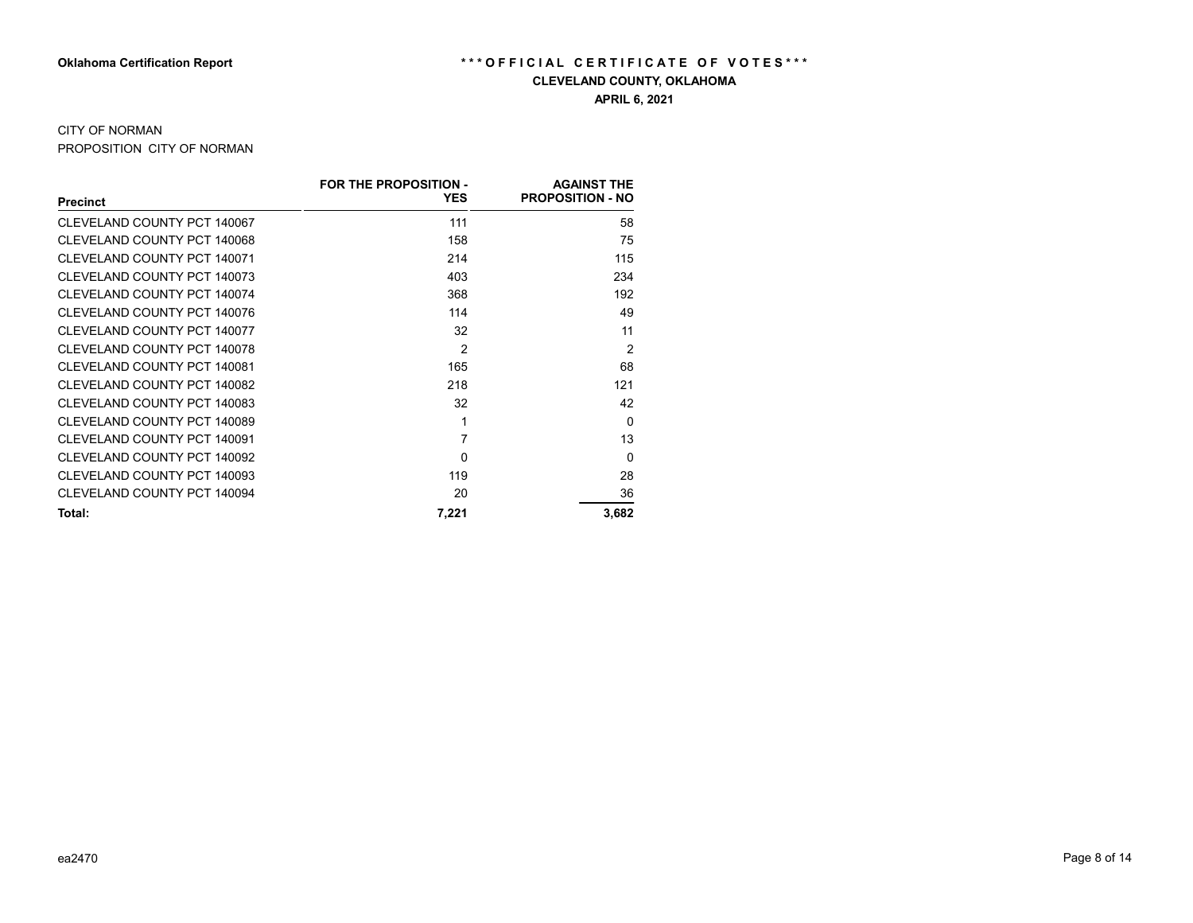**Oklahoma Certification Report**

**\*\*\*OFFICIAL CERTIFICATE OF VOTES\*\*\***

**CLEVELAND COUNTY, OKLAHOMA**

**APRIL 6, 2021**

CITY OF NORMAN

PROPOSITION CITY OF NORMAN

| Precinct | FOR THE PROPOSITION - YES | AGAINST THE PROPOSITION - NO |
|---|---|---|
| CLEVELAND COUNTY PCT 140067 | 111 | 58 |
| CLEVELAND COUNTY PCT 140068 | 158 | 75 |
| CLEVELAND COUNTY PCT 140071 | 214 | 115 |
| CLEVELAND COUNTY PCT 140073 | 403 | 234 |
| CLEVELAND COUNTY PCT 140074 | 368 | 192 |
| CLEVELAND COUNTY PCT 140076 | 114 | 49 |
| CLEVELAND COUNTY PCT 140077 | 32 | 11 |
| CLEVELAND COUNTY PCT 140078 | 2 | 2 |
| CLEVELAND COUNTY PCT 140081 | 165 | 68 |
| CLEVELAND COUNTY PCT 140082 | 218 | 121 |
| CLEVELAND COUNTY PCT 140083 | 32 | 42 |
| CLEVELAND COUNTY PCT 140089 | 1 | 0 |
| CLEVELAND COUNTY PCT 140091 | 7 | 13 |
| CLEVELAND COUNTY PCT 140092 | 0 | 0 |
| CLEVELAND COUNTY PCT 140093 | 119 | 28 |
| CLEVELAND COUNTY PCT 140094 | 20 | 36 |
| **Total:** | **7,221** | **3,682** |

ea2470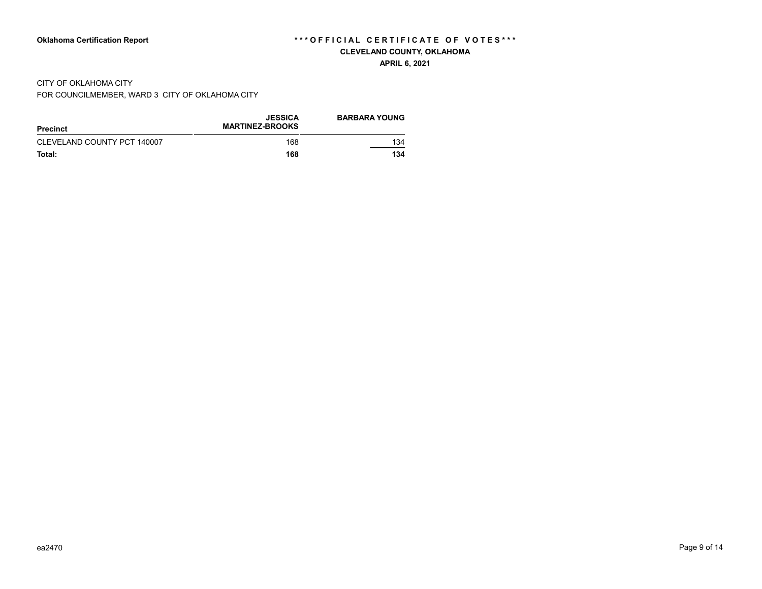**Oklahoma Certification Report**

**\*\*\* OFFICIAL CERTIFICATE OF VOTES \*\*\***

**CLEVELAND COUNTY, OKLAHOMA**

**APRIL 6, 2021**

CITY OF OKLAHOMA CITY

FOR COUNCILMEMBER, WARD 3 CITY OF OKLAHOMA CITY

| Precinct | JESSICA MARTINEZ-BROOKS | BARBARA YOUNG |
|---|---|---|
| CLEVELAND COUNTY PCT 140007 | 168 | 134 |
| **Total:** | **168** | **134** |

ea2470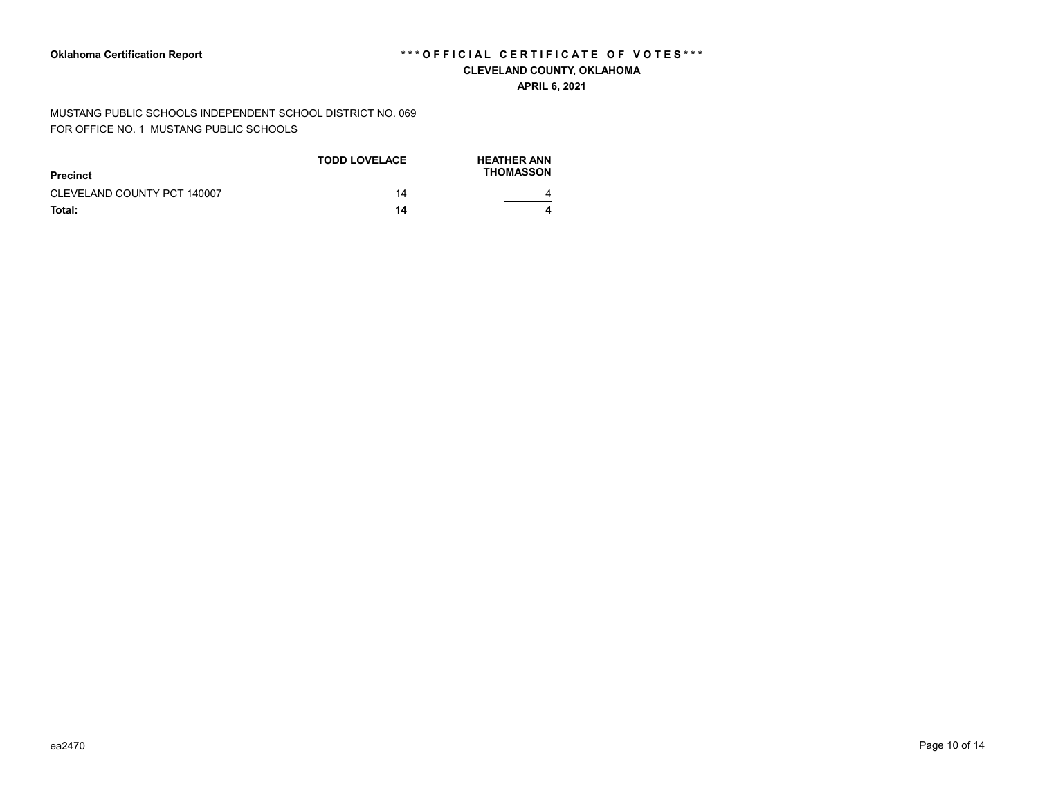**Oklahoma Certification Report**

**\*\*\*OFFICIAL CERTIFICATE OF VOTES\*\*\***

**CLEVELAND COUNTY, OKLAHOMA**

**APRIL 6, 2021**

MUSTANG PUBLIC SCHOOLS INDEPENDENT SCHOOL DISTRICT NO. 069
FOR OFFICE NO. 1 MUSTANG PUBLIC SCHOOLS

| Precinct | TODD LOVELACE | HEATHER ANN THOMASSON |
|---|---|---|
| CLEVELAND COUNTY PCT 140007 | 14 | 4 |
| **Total:** | **14** | **4** |

ea2470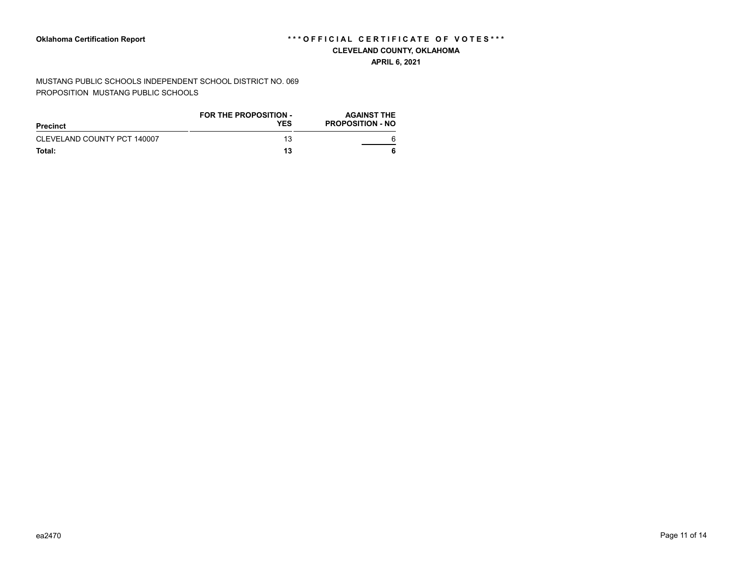**Oklahoma Certification Report**

**\*\*\*OFFICIAL CERTIFICATE OF VOTES\*\*\***

**CLEVELAND COUNTY, OKLAHOMA**

**APRIL 6, 2021**

MUSTANG PUBLIC SCHOOLS INDEPENDENT SCHOOL DISTRICT NO. 069
PROPOSITION MUSTANG PUBLIC SCHOOLS

| Precinct | FOR THE PROPOSITION - YES | AGAINST THE PROPOSITION - NO |
|---|---|---|
| CLEVELAND COUNTY PCT 140007 | 13 | 6 |
| **Total:** | **13** | **6** |

ea2470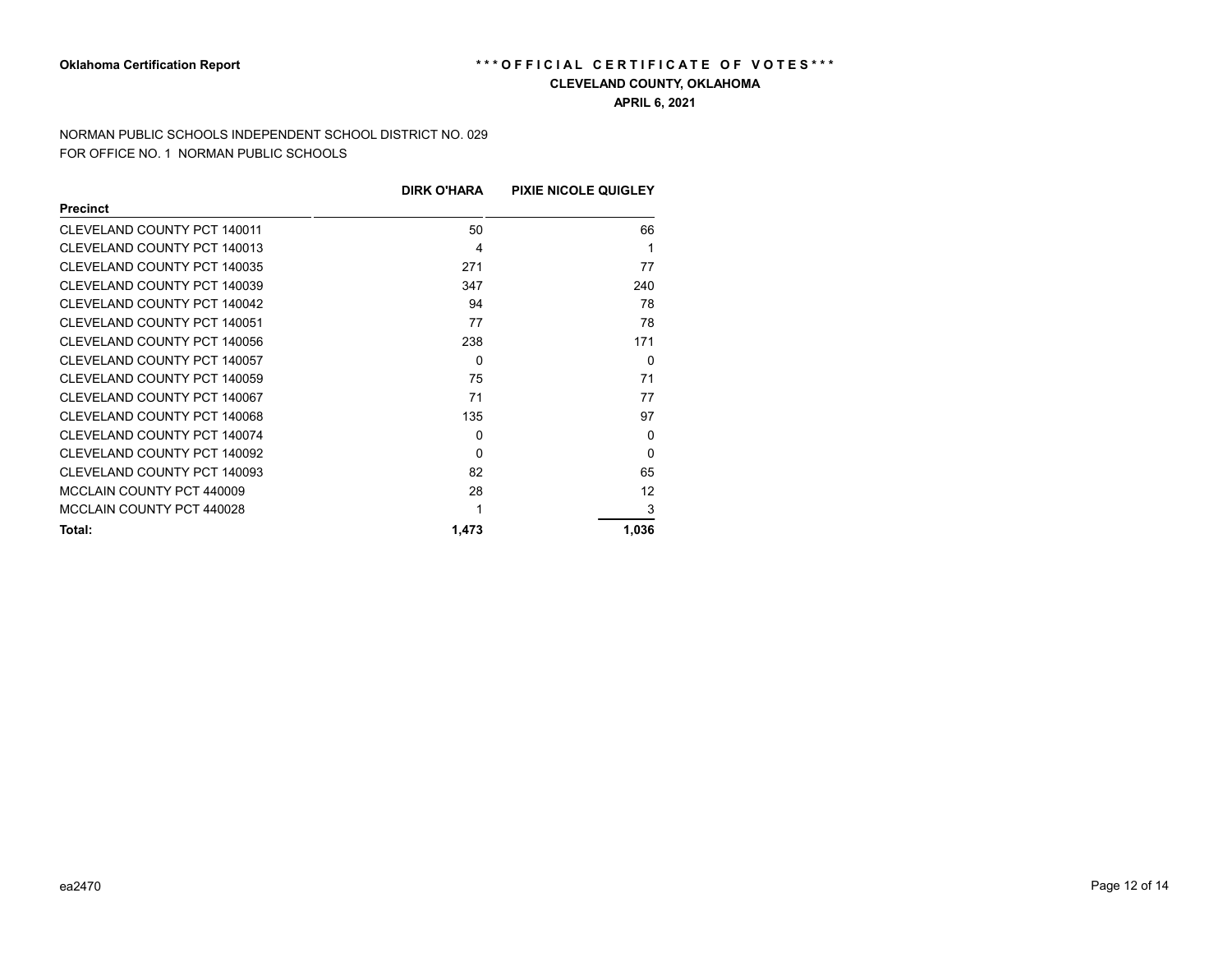**Oklahoma Certification Report**

# \*\*\*OFFICIAL CERTIFICATE OF VOTES\*\*\*

## CLEVELAND COUNTY, OKLAHOMA

**APRIL 6, 2021**

NORMAN PUBLIC SCHOOLS INDEPENDENT SCHOOL DISTRICT NO. 029
FOR OFFICE NO. 1 NORMAN PUBLIC SCHOOLS

| Precinct | DIRK O'HARA | PIXIE NICOLE QUIGLEY |
|---|---|---|
| CLEVELAND COUNTY PCT 140011 | 50 | 66 |
| CLEVELAND COUNTY PCT 140013 | 4 | 1 |
| CLEVELAND COUNTY PCT 140035 | 271 | 77 |
| CLEVELAND COUNTY PCT 140039 | 347 | 240 |
| CLEVELAND COUNTY PCT 140042 | 94 | 78 |
| CLEVELAND COUNTY PCT 140051 | 77 | 78 |
| CLEVELAND COUNTY PCT 140056 | 238 | 171 |
| CLEVELAND COUNTY PCT 140057 | 0 | 0 |
| CLEVELAND COUNTY PCT 140059 | 75 | 71 |
| CLEVELAND COUNTY PCT 140067 | 71 | 77 |
| CLEVELAND COUNTY PCT 140068 | 135 | 97 |
| CLEVELAND COUNTY PCT 140074 | 0 | 0 |
| CLEVELAND COUNTY PCT 140092 | 0 | 0 |
| CLEVELAND COUNTY PCT 140093 | 82 | 65 |
| MCCLAIN COUNTY PCT 440009 | 28 | 12 |
| MCCLAIN COUNTY PCT 440028 | 1 | 3 |
| **Total:** | **1,473** | **1,036** |

ea2470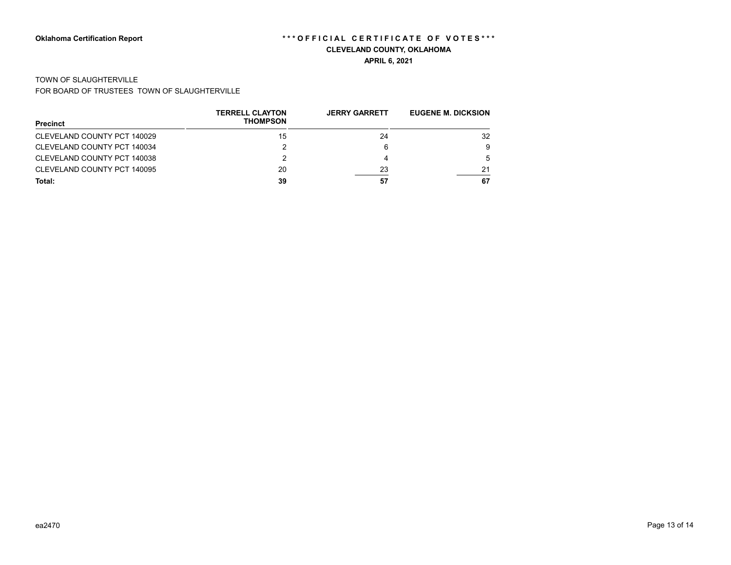**Oklahoma Certification Report**

**\*\*\*OFFICIAL CERTIFICATE OF VOTES\*\*\***

**CLEVELAND COUNTY, OKLAHOMA**

**APRIL 6, 2021**

TOWN OF SLAUGHTERVILLE

FOR BOARD OF TRUSTEES TOWN OF SLAUGHTERVILLE

| Precinct | TERRELL CLAYTON THOMPSON | JERRY GARRETT | EUGENE M. DICKSION |
|---|---|---|---|
| CLEVELAND COUNTY PCT 140029 | 15 | 24 | 32 |
| CLEVELAND COUNTY PCT 140034 | 2 | 6 | 9 |
| CLEVELAND COUNTY PCT 140038 | 2 | 4 | 5 |
| CLEVELAND COUNTY PCT 140095 | 20 | 23 | 21 |
| **Total:** | **39** | **57** | **67** |

ea2470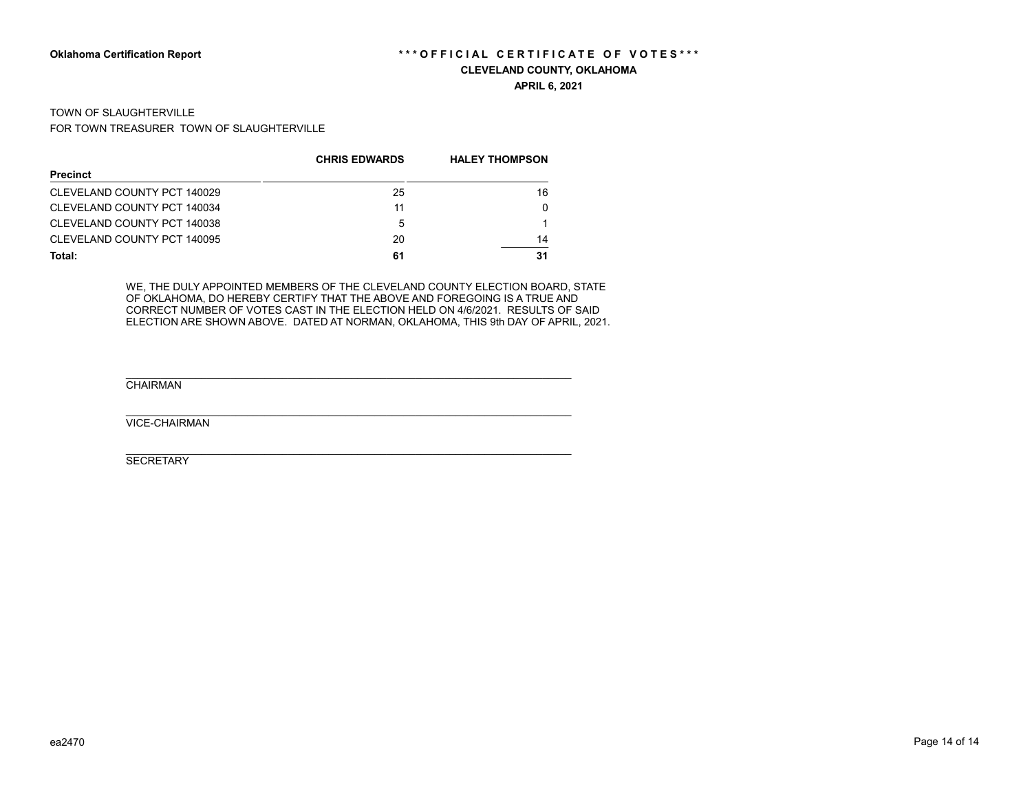**Oklahoma Certification Report**

**\*\*\*OFFICIAL CERTIFICATE OF VOTES\*\*\***

**CLEVELAND COUNTY, OKLAHOMA**

**APRIL 6, 2021**

TOWN OF SLAUGHTERVILLE

FOR TOWN TREASURER TOWN OF SLAUGHTERVILLE

| Precinct | CHRIS EDWARDS | HALEY THOMPSON |
|---|---|---|
| CLEVELAND COUNTY PCT 140029 | 25 | 16 |
| CLEVELAND COUNTY PCT 140034 | 11 | 0 |
| CLEVELAND COUNTY PCT 140038 | 5 | 1 |
| CLEVELAND COUNTY PCT 140095 | 20 | 14 |
| **Total:** | **61** | **31** |

WE, THE DULY APPOINTED MEMBERS OF THE CLEVELAND COUNTY ELECTION BOARD, STATE OF OKLAHOMA, DO HEREBY CERTIFY THAT THE ABOVE AND FOREGOING IS A TRUE AND CORRECT NUMBER OF VOTES CAST IN THE ELECTION HELD ON 4/6/2021. RESULTS OF SAID ELECTION ARE SHOWN ABOVE. DATED AT NORMAN, OKLAHOMA, THIS 9th DAY OF APRIL, 2021.

\_\_\_\_\_\_\_\_\_\_\_\_\_\_\_\_\_\_\_\_\_\_\_\_\_\_\_\_\_\_\_\_\_\_\_\_\_\_\_\_

CHAIRMAN

\_\_\_\_\_\_\_\_\_\_\_\_\_\_\_\_\_\_\_\_\_\_\_\_\_\_\_\_\_\_\_\_\_\_\_\_\_\_\_\_

VICE-CHAIRMAN

\_\_\_\_\_\_\_\_\_\_\_\_\_\_\_\_\_\_\_\_\_\_\_\_\_\_\_\_\_\_\_\_\_\_\_\_\_\_\_\_

SECRETARY

ea2470